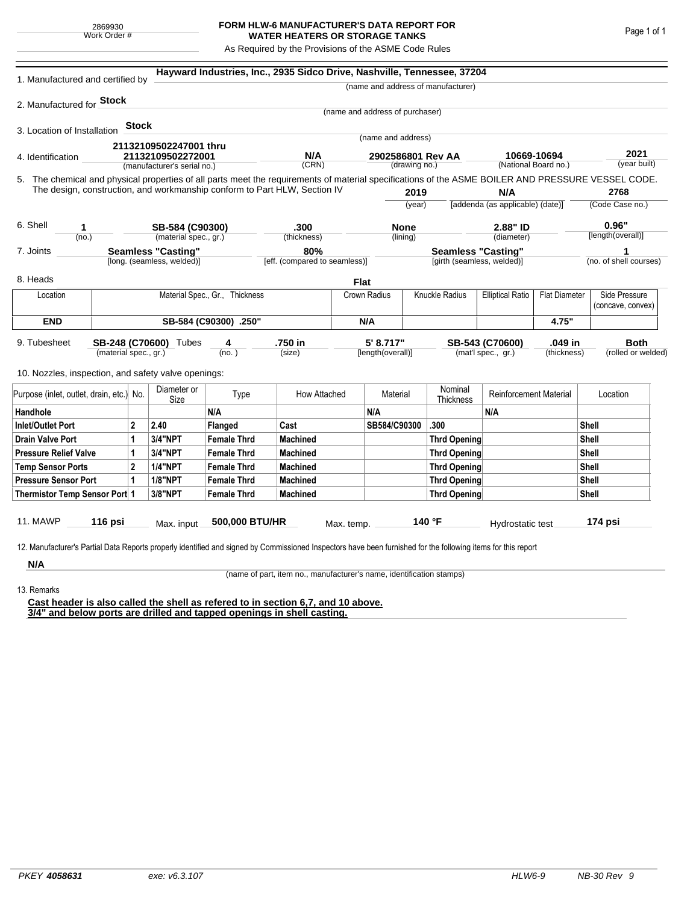2869930
Work Order #

# FORM HLW-6 MANUFACTURER'S DATA REPORT FOR WATER HEATERS OR STORAGE TANKS

As Required by the Provisions of the ASME Code Rules

1. Manufactured and certified by **Hayward Industries, Inc., 2935 Sidco Drive, Nashville, Tennessee, 37204**
(name and address of manufacturer)

2. Manufactured for **Stock**
(name and address of purchaser)

3. Location of Installation **Stock**
(name and address)

4. Identification **21132109502247001 thru 21132109502272001** (manufacturer's serial no.) **N/A** (CRN) **2902586801 Rev AA** (drawing no.) **10669-10694** (National Board no.) **2021** (year built)

5. The chemical and physical properties of all parts meet the requirements of material specifications of the ASME BOILER AND PRESSURE VESSEL CODE. The design, construction, and workmanship conform to Part HLW, Section IV **2019** (year) **N/A** [addenda (as applicable) (date)] **2768** (Code Case no.)

6. Shell **1** (no.) **SB-584 (C90300)** (material spec., gr.) **.300** (thickness) **None** (lining) **2.88" ID** (diameter) **0.96"** [length(overall)]

7. Joints **Seamless "Casting"** [long. (seamless, welded)] **80%** [eff. (compared to seamless)] **Seamless "Casting"** [girth (seamless, welded)] **1** (no. of shell courses)

8. Heads **Flat**

| Location | Material Spec., Gr., Thickness | Crown Radius | Knuckle Radius | Elliptical Ratio | Flat Diameter | Side Pressure (concave, convex) |
|---|---|---|---|---|---|---|
| **END** | **SB-584 (C90300) .250"** | **N/A** | | | **4.75"** | |

9. Tubesheet **SB-248 (C70600)** (material spec., gr.) Tubes **4** (no.) **.750 in** (size) **5' 8.717"** [length(overall)] **SB-543 (C70600)** (mat'l spec., gr.) **.049 in** (thickness) **Both** (rolled or welded)

10. Nozzles, inspection, and safety valve openings:

| Purpose (inlet, outlet, drain, etc.) | No. | Diameter or Size | Type | How Attached | Material | Nominal Thickness | Reinforcement Material | Location |
|---|---|---|---|---|---|---|---|---|
| **Handhole** | | | **N/A** | | **N/A** | | **N/A** | |
| **Inlet/Outlet Port** | **2** | **2.40** | **Flanged** | **Cast** | **SB584/C90300** | **.300** | | **Shell** |
| **Drain Valve Port** | **1** | **3/4"NPT** | **Female Thrd** | **Machined** | | **Thrd Opening** | | **Shell** |
| **Pressure Relief Valve** | **1** | **3/4"NPT** | **Female Thrd** | **Machined** | | **Thrd Opening** | | **Shell** |
| **Temp Sensor Ports** | **2** | **1/4"NPT** | **Female Thrd** | **Machined** | | **Thrd Opening** | | **Shell** |
| **Pressure Sensor Port** | **1** | **1/8"NPT** | **Female Thrd** | **Machined** | | **Thrd Opening** | | **Shell** |
| **Thermistor Temp Sensor Port** | **1** | **3/8"NPT** | **Female Thrd** | **Machined** | | **Thrd Opening** | | **Shell** |

11. MAWP **116 psi** Max. input **500,000 BTU/HR** Max. temp. **140 °F** Hydrostatic test **174 psi**

12. Manufacturer's Partial Data Reports properly identified and signed by Commissioned Inspectors have been furnished for the following items for this report

**N/A**
(name of part, item no., manufacturer's name, identification stamps)

13. Remarks

**Cast header is also called the shell as refered to in section 6,7, and 10 above.**
**3/4" and below ports are drilled and tapped openings in shell casting.**

PKEY **4058631** exe: v6.3.107 HLW6-9 NB-30 Rev 9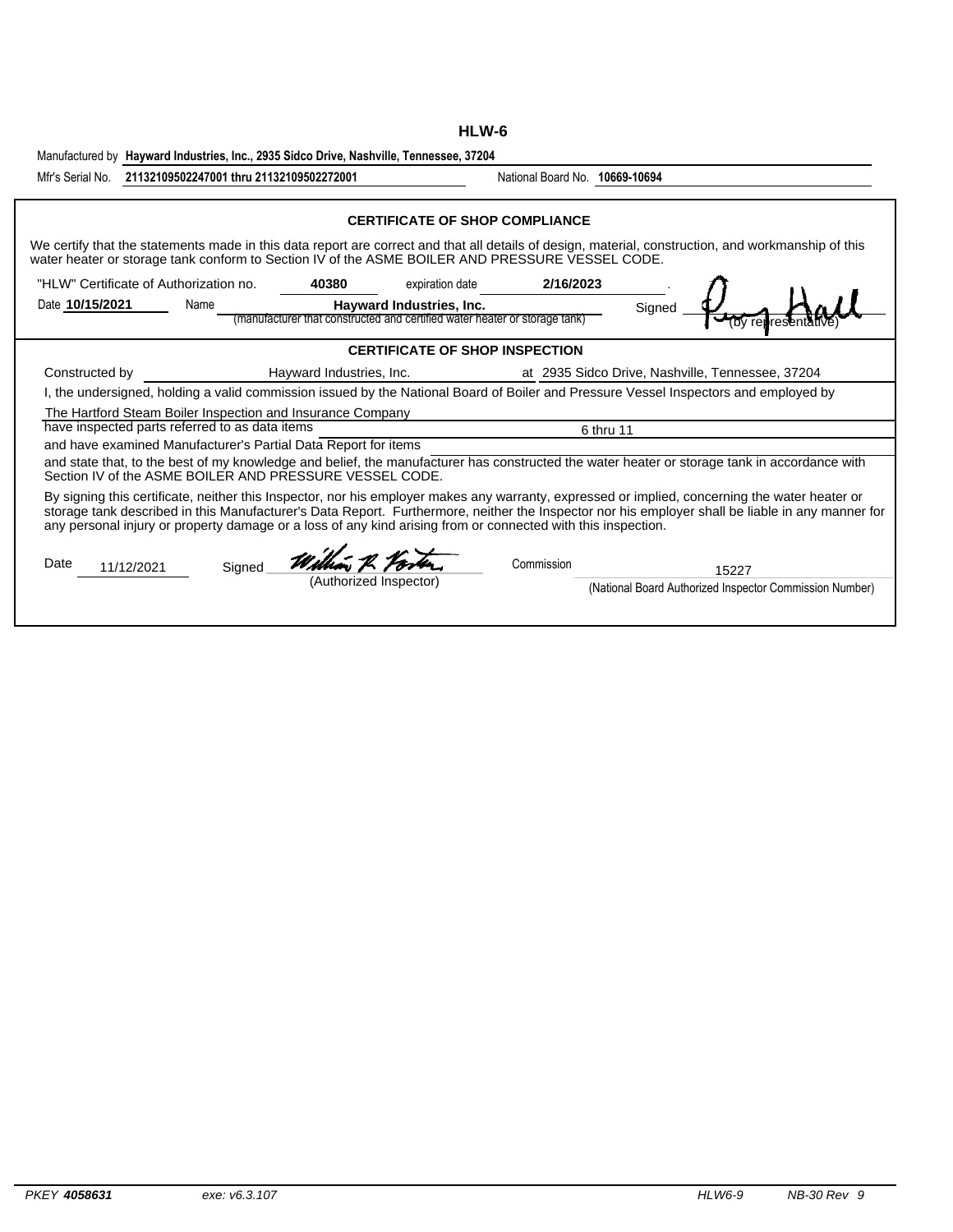## HLW-6

Manufactured by **Hayward Industries, Inc., 2935 Sidco Drive, Nashville, Tennessee, 37204**

Mfr's Serial No. **21132109502247001 thru 21132109502272001** National Board No. **10669-10694**

### CERTIFICATE OF SHOP COMPLIANCE

We certify that the statements made in this data report are correct and that all details of design, material, construction, and workmanship of this water heater or storage tank conform to Section IV of the ASME BOILER AND PRESSURE VESSEL CODE.

"HLW" Certificate of Authorization no. **40380** expiration date **2/16/2023**

Date **10/15/2021** Name **Hayward Industries, Inc.** Signed Perry Hall
(manufacturer that constructed and certified water heater or storage tank) (by representative)

### CERTIFICATE OF SHOP INSPECTION

Constructed by Hayward Industries, Inc. at 2935 Sidco Drive, Nashville, Tennessee, 37204

I, the undersigned, holding a valid commission issued by the National Board of Boiler and Pressure Vessel Inspectors and employed by The Hartford Steam Boiler Inspection and Insurance Company

have inspected parts referred to as data items 6 thru 11

and have examined Manufacturer's Partial Data Report for items

and state that, to the best of my knowledge and belief, the manufacturer has constructed the water heater or storage tank in accordance with Section IV of the ASME BOILER AND PRESSURE VESSEL CODE.

By signing this certificate, neither this Inspector, nor his employer makes any warranty, expressed or implied, concerning the water heater or storage tank described in this Manufacturer's Data Report. Furthermore, neither the Inspector nor his employer shall be liable in any manner for any personal injury or property damage or a loss of any kind arising from or connected with this inspection.

Date 11/12/2021 Signed William R. Foster (Authorized Inspector) Commission 15227 (National Board Authorized Inspector Commission Number)

*PKEY 4058631* *exe: v6.3.107* *HLW6-9* *NB-30 Rev 9*